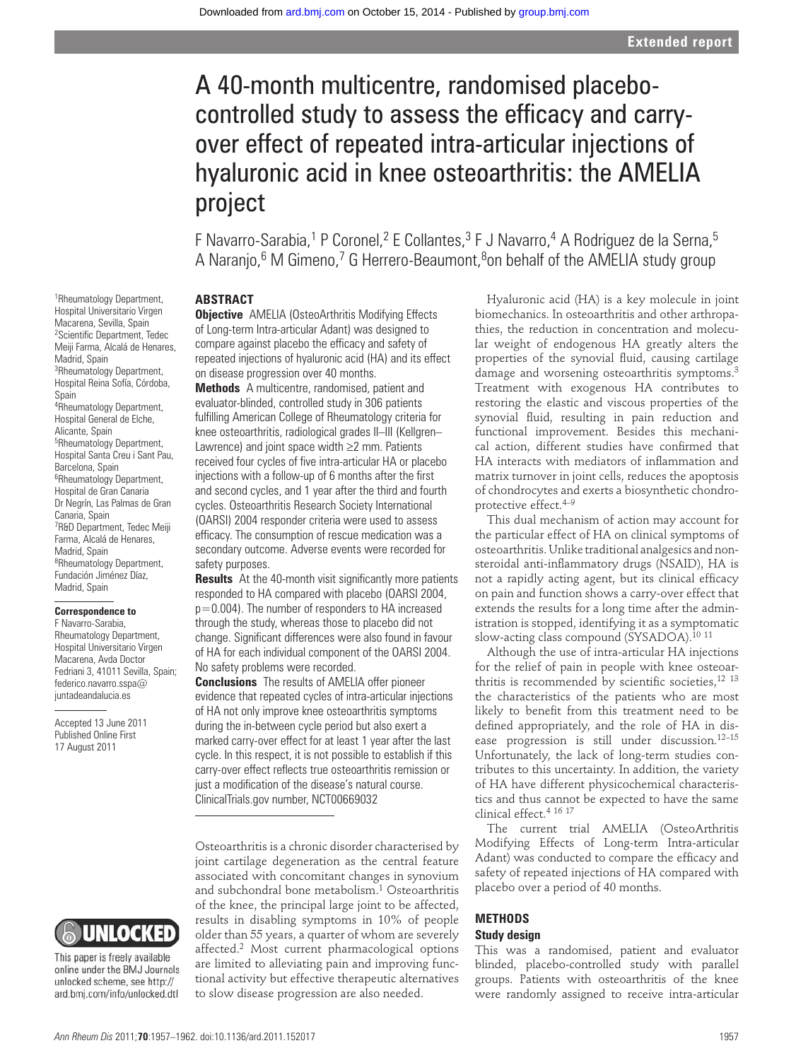# A 40-month multicentre, randomised placebo-controlled study to assess the efficacy and carry-over effect of repeated intra-articular injections of hyaluronic acid in knee osteoarthritis: the AMELIA project

F Navarro-Sarabia,[1] P Coronel,[2] E Collantes,[3] F J Navarro,[4] A Rodriguez de la Serna,[5] A Naranjo,[6] M Gimeno,[7] G Herrero-Beaumont,[8] on behalf of the AMELIA study group

[1]Rheumatology Department, Hospital Universitario Virgen Macarena, Sevilla, Spain
[2]Scientific Department, Tedec Meiji Farma, Alcalá de Henares, Madrid, Spain
[3]Rheumatology Department, Hospital Reina Sofía, Córdoba, Spain
[4]Rheumatology Department, Hospital General de Elche, Alicante, Spain
[5]Rheumatology Department, Hospital Santa Creu i Sant Pau, Barcelona, Spain
[6]Rheumatology Department, Hospital de Gran Canaria Dr Negrín, Las Palmas de Gran Canaria, Spain
[7]R&D Department, Tedec Meiji Farma, Alcalá de Henares, Madrid, Spain
[8]Rheumatology Department, Fundación Jiménez Díaz, Madrid, Spain

**Correspondence to**
F Navarro-Sarabia, Rheumatology Department, Hospital Universitario Virgen Macarena, Avda Doctor Fedriani 3, 41011 Sevilla, Spain; federico.navarro.sspa@juntadeandalucia.es

Accepted 13 June 2011
Published Online First 17 August 2011

## ABSTRACT

**Objective** AMELIA (OsteoArthritis Modifying Effects of Long-term Intra-articular Adant) was designed to compare against placebo the efficacy and safety of repeated injections of hyaluronic acid (HA) and its effect on disease progression over 40 months.

**Methods** A multicentre, randomised, patient and evaluator-blinded, controlled study in 306 patients fulfilling American College of Rheumatology criteria for knee osteoarthritis, radiological grades II–III (Kellgren–Lawrence) and joint space width ≥2 mm. Patients received four cycles of five intra-articular HA or placebo injections with a follow-up of 6 months after the first and second cycles, and 1 year after the third and fourth cycles. Osteoarthritis Research Society International (OARSI) 2004 responder criteria were used to assess efficacy. The consumption of rescue medication was a secondary outcome. Adverse events were recorded for safety purposes.

**Results** At the 40-month visit significantly more patients responded to HA compared with placebo (OARSI 2004, p=0.004). The number of responders to HA increased through the study, whereas those to placebo did not change. Significant differences were also found in favour of HA for each individual component of the OARSI 2004. No safety problems were recorded.

**Conclusions** The results of AMELIA offer pioneer evidence that repeated cycles of intra-articular injections of HA not only improve knee osteoarthritis symptoms during the in-between cycle period but also exert a marked carry-over effect for at least 1 year after the last cycle. In this respect, it is not possible to establish if this carry-over effect reflects true osteoarthritis remission or just a modification of the disease's natural course. ClinicalTrials.gov number, NCT00669032

Osteoarthritis is a chronic disorder characterised by joint cartilage degeneration as the central feature associated with concomitant changes in synovium and subchondral bone metabolism.[1] Osteoarthritis of the knee, the principal large joint to be affected, results in disabling symptoms in 10% of people older than 55 years, a quarter of whom are severely affected.[2] Most current pharmacological options are limited to alleviating pain and improving functional activity but effective therapeutic alternatives to slow disease progression are also needed.

Hyaluronic acid (HA) is a key molecule in joint biomechanics. In osteoarthritis and other arthropathies, the reduction in concentration and molecular weight of endogenous HA greatly alters the properties of the synovial fluid, causing cartilage damage and worsening osteoarthritis symptoms.[3] Treatment with exogenous HA contributes to restoring the elastic and viscous properties of the synovial fluid, resulting in pain reduction and functional improvement. Besides this mechanical action, different studies have confirmed that HA interacts with mediators of inflammation and matrix turnover in joint cells, reduces the apoptosis of chondrocytes and exerts a biosynthetic chondroprotective effect.[4–9]

This dual mechanism of action may account for the particular effect of HA on clinical symptoms of osteoarthritis. Unlike traditional analgesics and non-steroidal anti-inflammatory drugs (NSAID), HA is not a rapidly acting agent, but its clinical efficacy on pain and function shows a carry-over effect that extends the results for a long time after the administration is stopped, identifying it as a symptomatic slow-acting class compound (SYSADOA).[10 11]

Although the use of intra-articular HA injections for the relief of pain in people with knee osteoarthritis is recommended by scientific societies,[12 13] the characteristics of the patients who are most likely to benefit from this treatment need to be defined appropriately, and the role of HA in disease progression is still under discussion.[12–15] Unfortunately, the lack of long-term studies contributes to this uncertainty. In addition, the variety of HA have different physicochemical characteristics and thus cannot be expected to have the same clinical effect.[4 16 17]

The current trial AMELIA (OsteoArthritis Modifying Effects of Long-term Intra-articular Adant) was conducted to compare the efficacy and safety of repeated injections of HA compared with placebo over a period of 40 months.

## METHODS

### Study design

This was a randomised, patient and evaluator blinded, placebo-controlled study with parallel groups. Patients with osteoarthritis of the knee were randomly assigned to receive intra-articular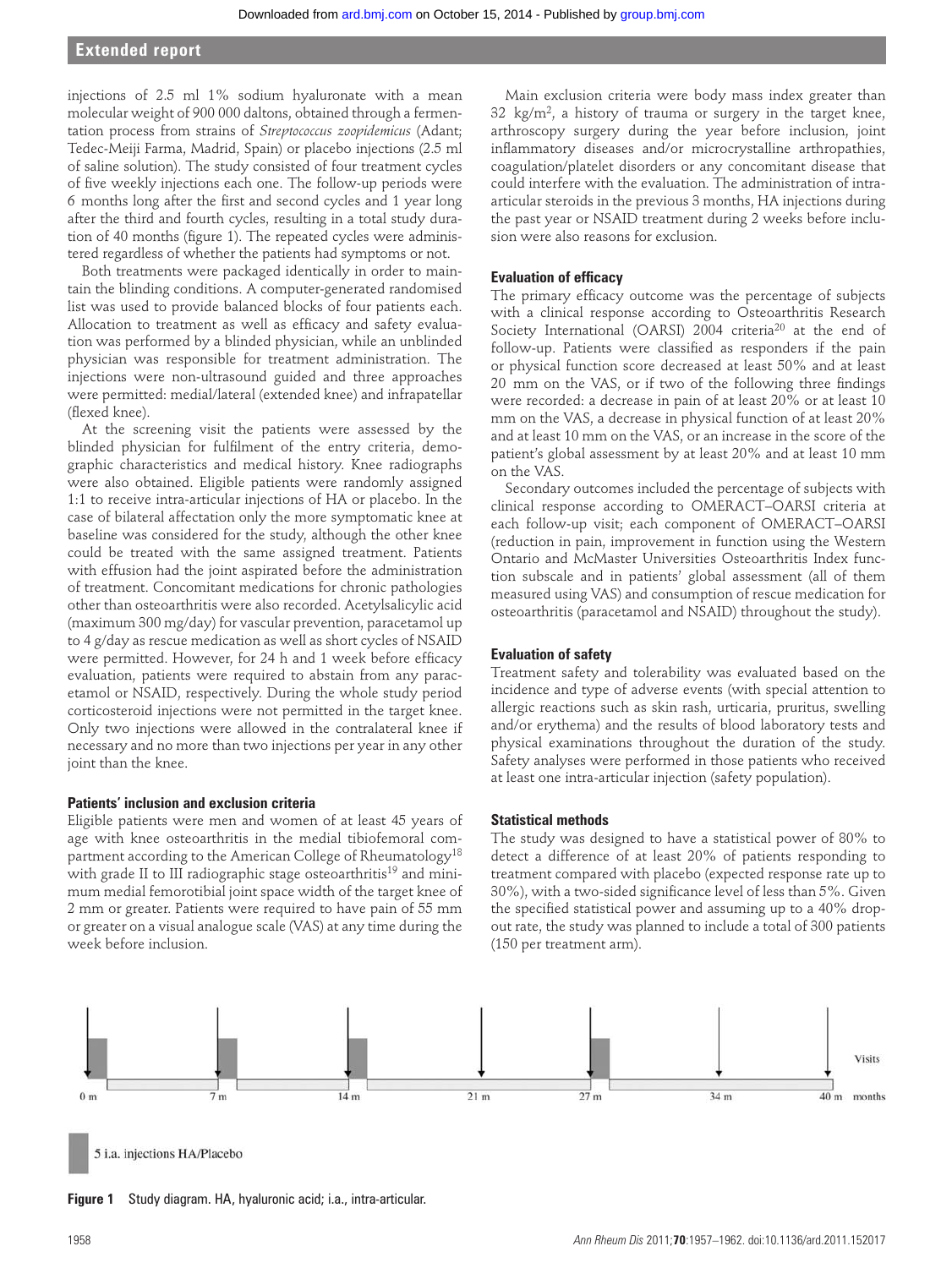injections of 2.5 ml 1% sodium hyaluronate with a mean molecular weight of 900 000 daltons, obtained through a fermentation process from strains of *Streptococcus zoopidemicus* (Adant; Tedec-Meiji Farma, Madrid, Spain) or placebo injections (2.5 ml of saline solution). The study consisted of four treatment cycles of five weekly injections each one. The follow-up periods were 6 months long after the first and second cycles and 1 year long after the third and fourth cycles, resulting in a total study duration of 40 months (figure 1). The repeated cycles were administered regardless of whether the patients had symptoms or not.

Both treatments were packaged identically in order to maintain the blinding conditions. A computer-generated randomised list was used to provide balanced blocks of four patients each. Allocation to treatment as well as efficacy and safety evaluation was performed by a blinded physician, while an unblinded physician was responsible for treatment administration. The injections were non-ultrasound guided and three approaches were permitted: medial/lateral (extended knee) and infrapatellar (flexed knee).

At the screening visit the patients were assessed by the blinded physician for fulfilment of the entry criteria, demographic characteristics and medical history. Knee radiographs were also obtained. Eligible patients were randomly assigned 1:1 to receive intra-articular injections of HA or placebo. In the case of bilateral affectation only the more symptomatic knee at baseline was considered for the study, although the other knee could be treated with the same assigned treatment. Patients with effusion had the joint aspirated before the administration of treatment. Concomitant medications for chronic pathologies other than osteoarthritis were also recorded. Acetylsalicylic acid (maximum 300 mg/day) for vascular prevention, paracetamol up to 4 g/day as rescue medication as well as short cycles of NSAID were permitted. However, for 24 h and 1 week before efficacy evaluation, patients were required to abstain from any paracetamol or NSAID, respectively. During the whole study period corticosteroid injections were not permitted in the target knee. Only two injections were allowed in the contralateral knee if necessary and no more than two injections per year in any other joint than the knee.

### Patients' inclusion and exclusion criteria

Eligible patients were men and women of at least 45 years of age with knee osteoarthritis in the medial tibiofemoral compartment according to the American College of Rheumatology[18] with grade II to III radiographic stage osteoarthritis[19] and minimum medial femorotibial joint space width of the target knee of 2 mm or greater. Patients were required to have pain of 55 mm or greater on a visual analogue scale (VAS) at any time during the week before inclusion.

Main exclusion criteria were body mass index greater than 32 kg/m$^2$, a history of trauma or surgery in the target knee, arthroscopy surgery during the year before inclusion, joint inflammatory diseases and/or microcrystalline arthropathies, coagulation/platelet disorders or any concomitant disease that could interfere with the evaluation. The administration of intra-articular steroids in the previous 3 months, HA injections during the past year or NSAID treatment during 2 weeks before inclusion were also reasons for exclusion.

### Evaluation of efficacy

The primary efficacy outcome was the percentage of subjects with a clinical response according to Osteoarthritis Research Society International (OARSI) 2004 criteria[20] at the end of follow-up. Patients were classified as responders if the pain or physical function score decreased at least 50% and at least 20 mm on the VAS, or if two of the following three findings were recorded: a decrease in pain of at least 20% or at least 10 mm on the VAS, a decrease in physical function of at least 20% and at least 10 mm on the VAS, or an increase in the score of the patient's global assessment by at least 20% and at least 10 mm on the VAS.

Secondary outcomes included the percentage of subjects with clinical response according to OMERACT–OARSI criteria at each follow-up visit; each component of OMERACT–OARSI (reduction in pain, improvement in function using the Western Ontario and McMaster Universities Osteoarthritis Index function subscale and in patients' global assessment (all of them measured using VAS) and consumption of rescue medication for osteoarthritis (paracetamol and NSAID) throughout the study).

### Evaluation of safety

Treatment safety and tolerability was evaluated based on the incidence and type of adverse events (with special attention to allergic reactions such as skin rash, urticaria, pruritus, swelling and/or erythema) and the results of blood laboratory tests and physical examinations throughout the duration of the study. Safety analyses were performed in those patients who received at least one intra-articular injection (safety population).

### Statistical methods

The study was designed to have a statistical power of 80% to detect a difference of at least 20% of patients responding to treatment compared with placebo (expected response rate up to 30%), with a two-sided significance level of less than 5%. Given the specified statistical power and assuming up to a 40% dropout rate, the study was planned to include a total of 300 patients (150 per treatment arm).

Visits: 0 m, 7 m, 14 m, 21 m, 27 m, 34 m, 40 m (months)

5 i.a. injections HA/Placebo

**Figure 1** Study diagram. HA, hyaluronic acid; i.a., intra-articular.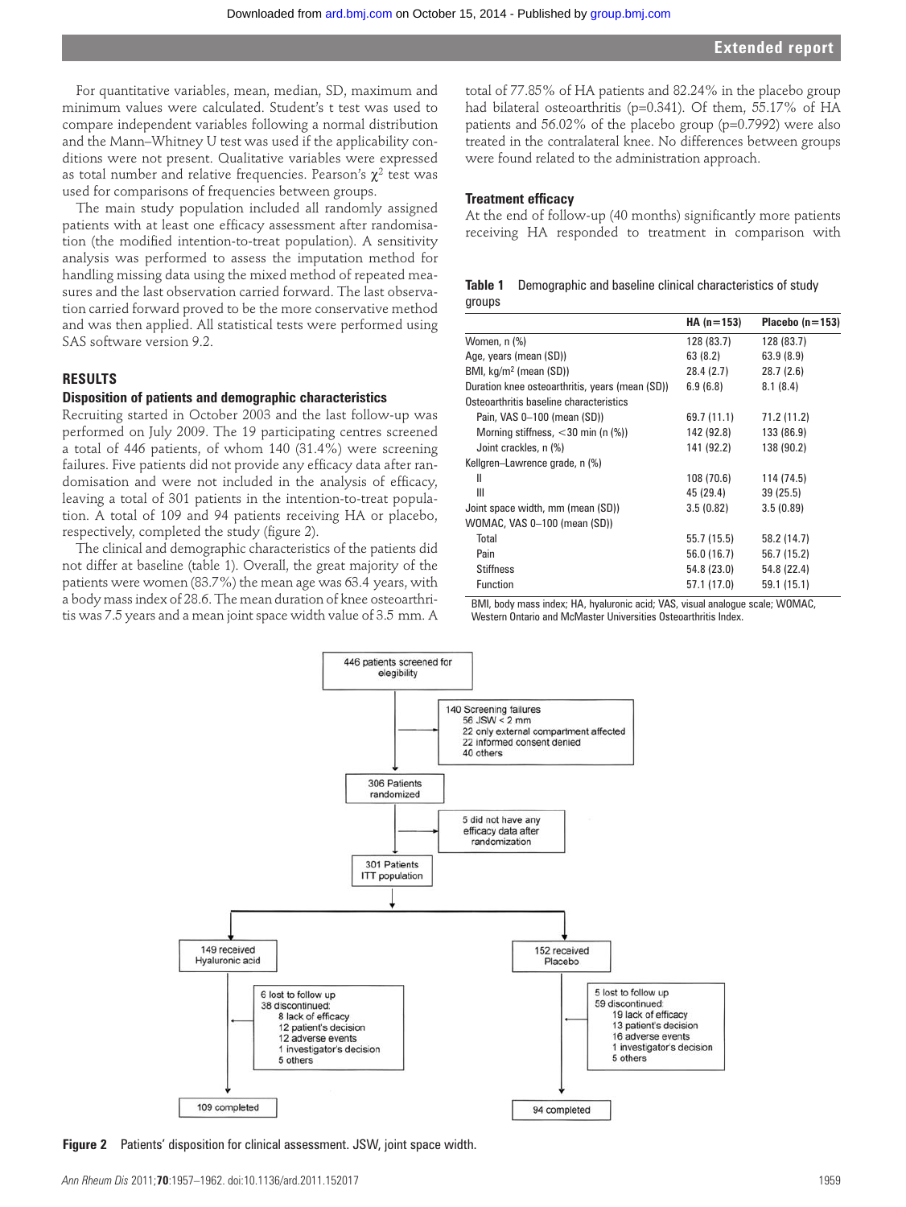For quantitative variables, mean, median, SD, maximum and minimum values were calculated. Student's t test was used to compare independent variables following a normal distribution and the Mann–Whitney U test was used if the applicability conditions were not present. Qualitative variables were expressed as total number and relative frequencies. Pearson's $\chi^2$ test was used for comparisons of frequencies between groups.

The main study population included all randomly assigned patients with at least one efficacy assessment after randomisation (the modified intention-to-treat population). A sensitivity analysis was performed to assess the imputation method for handling missing data using the mixed method of repeated measures and the last observation carried forward. The last observation carried forward proved to be the more conservative method and was then applied. All statistical tests were performed using SAS software version 9.2.

## RESULTS

### Disposition of patients and demographic characteristics

Recruiting started in October 2003 and the last follow-up was performed on July 2009. The 19 participating centres screened a total of 446 patients, of whom 140 (31.4%) were screening failures. Five patients did not provide any efficacy data after randomisation and were not included in the analysis of efficacy, leaving a total of 301 patients in the intention-to-treat population. A total of 109 and 94 patients receiving HA or placebo, respectively, completed the study (figure 2).

The clinical and demographic characteristics of the patients did not differ at baseline (table 1). Overall, the great majority of the patients were women (83.7%) the mean age was 63.4 years, with a body mass index of 28.6. The mean duration of knee osteoarthritis was 7.5 years and a mean joint space width value of 3.5 mm. A total of 77.85% of HA patients and 82.24% in the placebo group had bilateral osteoarthritis (p=0.341). Of them, 55.17% of HA patients and 56.02% of the placebo group (p=0.7992) were also treated in the contralateral knee. No differences between groups were found related to the administration approach.

### Treatment efficacy

At the end of follow-up (40 months) significantly more patients receiving HA responded to treatment in comparison with

**Table 1** Demographic and baseline clinical characteristics of study groups

| | HA (n=153) | Placebo (n=153) |
|---|---|---|
| Women, n (%) | 128 (83.7) | 128 (83.7) |
| Age, years (mean (SD)) | 63 (8.2) | 63.9 (8.9) |
| BMI, kg/m$^2$ (mean (SD)) | 28.4 (2.7) | 28.7 (2.6) |
| Duration knee osteoarthritis, years (mean (SD)) | 6.9 (6.8) | 8.1 (8.4) |
| Osteoarthritis baseline characteristics | | |
| Pain, VAS 0–100 (mean (SD)) | 69.7 (11.1) | 71.2 (11.2) |
| Morning stiffness, <30 min (n (%)) | 142 (92.8) | 133 (86.9) |
| Joint crackles, n (%) | 141 (92.2) | 138 (90.2) |
| Kellgren–Lawrence grade, n (%) | | |
| II | 108 (70.6) | 114 (74.5) |
| III | 45 (29.4) | 39 (25.5) |
| Joint space width, mm (mean (SD)) | 3.5 (0.82) | 3.5 (0.89) |
| WOMAC, VAS 0–100 (mean (SD)) | | |
| Total | 55.7 (15.5) | 58.2 (14.7) |
| Pain | 56.0 (16.7) | 56.7 (15.2) |
| Stiffness | 54.8 (23.0) | 54.8 (22.4) |
| Function | 57.1 (17.0) | 59.1 (15.1) |

BMI, body mass index; HA, hyaluronic acid; VAS, visual analogue scale; WOMAC, Western Ontario and McMaster Universities Osteoarthritis Index.

446 patients screened for elegibility

140 Screening failures
- 56 JSW < 2 mm
- 22 only external compartment affected
- 22 informed consent denied
- 40 others

306 Patients randomized

5 did not have any efficacy data after randomization

301 Patients ITT population

149 received Hyaluronic acid
- 6 lost to follow up
- 38 discontinued:
  - 8 lack of efficacy
  - 12 patient's decision
  - 12 adverse events
  - 1 investigator's decision
  - 5 others

109 completed

152 received Placebo
- 5 lost to follow up
- 59 discontinued:
  - 19 lack of efficacy
  - 13 patient's decision
  - 16 adverse events
  - 1 investigator's decision
  - 5 others

94 completed

**Figure 2** Patients' disposition for clinical assessment. JSW, joint space width.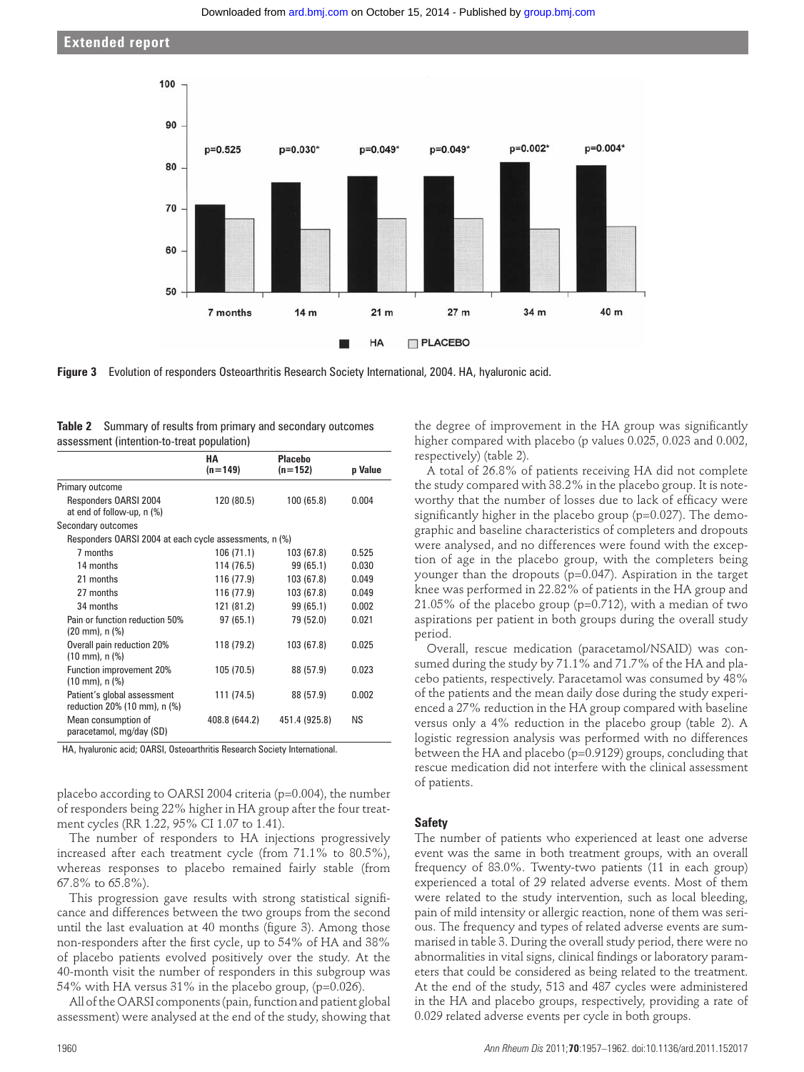Figure 3 Evolution of responders Osteoarthritis Research Society International, 2004. HA, hyaluronic acid.

**Table 2** Summary of results from primary and secondary outcomes assessment (intention-to-treat population)

| | HA (n=149) | Placebo (n=152) | p Value |
|---|---|---|---|
| Primary outcome | | | |
| Responders OARSI 2004 at end of follow-up, n (%) | 120 (80.5) | 100 (65.8) | 0.004 |
| Secondary outcomes | | | |
| Responders OARSI 2004 at each cycle assessments, n (%) | | | |
| 7 months | 106 (71.1) | 103 (67.8) | 0.525 |
| 14 months | 114 (76.5) | 99 (65.1) | 0.030 |
| 21 months | 116 (77.9) | 103 (67.8) | 0.049 |
| 27 months | 116 (77.9) | 103 (67.8) | 0.049 |
| 34 months | 121 (81.2) | 99 (65.1) | 0.002 |
| Pain or function reduction 50% (20 mm), n (%) | 97 (65.1) | 79 (52.0) | 0.021 |
| Overall pain reduction 20% (10 mm), n (%) | 118 (79.2) | 103 (67.8) | 0.025 |
| Function improvement 20% (10 mm), n (%) | 105 (70.5) | 88 (57.9) | 0.023 |
| Patient's global assessment reduction 20% (10 mm), n (%) | 111 (74.5) | 88 (57.9) | 0.002 |
| Mean consumption of paracetamol, mg/day (SD) | 408.8 (644.2) | 451.4 (925.8) | NS |

HA, hyaluronic acid; OARSI, Osteoarthritis Research Society International.

placebo according to OARSI 2004 criteria (p=0.004), the number of responders being 22% higher in HA group after the four treatment cycles (RR 1.22, 95% CI 1.07 to 1.41).

The number of responders to HA injections progressively increased after each treatment cycle (from 71.1% to 80.5%), whereas responses to placebo remained fairly stable (from 67.8% to 65.8%).

This progression gave results with strong statistical significance and differences between the two groups from the second until the last evaluation at 40 months (figure 3). Among those non-responders after the first cycle, up to 54% of HA and 38% of placebo patients evolved positively over the study. At the 40-month visit the number of responders in this subgroup was 54% with HA versus 31% in the placebo group, (p=0.026).

All of the OARSI components (pain, function and patient global assessment) were analysed at the end of the study, showing that the degree of improvement in the HA group was significantly higher compared with placebo (p values 0.025, 0.023 and 0.002, respectively) (table 2).

A total of 26.8% of patients receiving HA did not complete the study compared with 38.2% in the placebo group. It is noteworthy that the number of losses due to lack of efficacy were significantly higher in the placebo group (p=0.027). The demographic and baseline characteristics of completers and dropouts were analysed, and no differences were found with the exception of age in the placebo group, with the completers being younger than the dropouts (p=0.047). Aspiration in the target knee was performed in 22.82% of patients in the HA group and 21.05% of the placebo group (p=0.712), with a median of two aspirations per patient in both groups during the overall study period.

Overall, rescue medication (paracetamol/NSAID) was consumed during the study by 71.1% and 71.7% of the HA and placebo patients, respectively. Paracetamol was consumed by 48% of the patients and the mean daily dose during the study experienced a 27% reduction in the HA group compared with baseline versus only a 4% reduction in the placebo group (table 2). A logistic regression analysis was performed with no differences between the HA and placebo (p=0.9129) groups, concluding that rescue medication did not interfere with the clinical assessment of patients.

### Safety

The number of patients who experienced at least one adverse event was the same in both treatment groups, with an overall frequency of 83.0%. Twenty-two patients (11 in each group) experienced a total of 29 related adverse events. Most of them were related to the study intervention, such as local bleeding, pain of mild intensity or allergic reaction, none of them was serious. The frequency and types of related adverse events are summarised in table 3. During the overall study period, there were no abnormalities in vital signs, clinical findings or laboratory parameters that could be considered as being related to the treatment. At the end of the study, 513 and 487 cycles were administered in the HA and placebo groups, respectively, providing a rate of 0.029 related adverse events per cycle in both groups.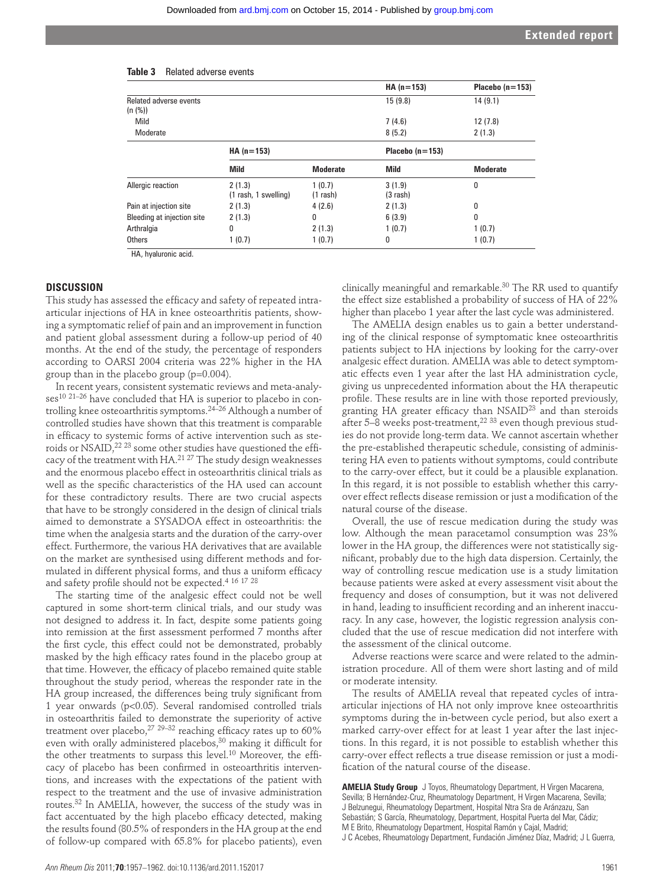**Table 3** Related adverse events

| | | | HA (n=153) | Placebo (n=153) |
|---|---|---|---|---|
| Related adverse events (n (%)) | | | 15 (9.8) | 14 (9.1) |
| Mild | | | 7 (4.6) | 12 (7.8) |
| Moderate | | | 8 (5.2) | 2 (1.3) |
| | HA (n=153) | | Placebo (n=153) | |
| | Mild | Moderate | Mild | Moderate |
| Allergic reaction | 2 (1.3) (1 rash, 1 swelling) | 1 (0.7) (1 rash) | 3 (1.9) (3 rash) | 0 |
| Pain at injection site | 2 (1.3) | 4 (2.6) | 2 (1.3) | 0 |
| Bleeding at injection site | 2 (1.3) | 0 | 6 (3.9) | 0 |
| Arthralgia | 0 | 2 (1.3) | 1 (0.7) | 1 (0.7) |
| Others | 1 (0.7) | 1 (0.7) | 0 | 1 (0.7) |

HA, hyaluronic acid.

## DISCUSSION

This study has assessed the efficacy and safety of repeated intra-articular injections of HA in knee osteoarthritis patients, showing a symptomatic relief of pain and an improvement in function and patient global assessment during a follow-up period of 40 months. At the end of the study, the percentage of responders according to OARSI 2004 criteria was 22% higher in the HA group than in the placebo group (p=0.004).

In recent years, consistent systematic reviews and meta-analyses[10 21–26] have concluded that HA is superior to placebo in controlling knee osteoarthritis symptoms.[24–26] Although a number of controlled studies have shown that this treatment is comparable in efficacy to systemic forms of active intervention such as steroids or NSAID,[22 23] some other studies have questioned the efficacy of the treatment with HA.[21 27] The study design weaknesses and the enormous placebo effect in osteoarthritis clinical trials as well as the specific characteristics of the HA used can account for these contradictory results. There are two crucial aspects that have to be strongly considered in the design of clinical trials aimed to demonstrate a SYSADOA effect in osteoarthritis: the time when the analgesia starts and the duration of the carry-over effect. Furthermore, the various HA derivatives that are available on the market are synthesised using different methods and formulated in different physical forms, and thus a uniform efficacy and safety profile should not be expected.[4 16 17 28]

The starting time of the analgesic effect could not be well captured in some short-term clinical trials, and our study was not designed to address it. In fact, despite some patients going into remission at the first assessment performed 7 months after the first cycle, this effect could not be demonstrated, probably masked by the high efficacy rates found in the placebo group at that time. However, the efficacy of placebo remained quite stable throughout the study period, whereas the responder rate in the HA group increased, the differences being truly significant from 1 year onwards (p<0.05). Several randomised controlled trials in osteoarthritis failed to demonstrate the superiority of active treatment over placebo,[27 29–32] reaching efficacy rates up to 60% even with orally administered placebos,[30] making it difficult for the other treatments to surpass this level.[10] Moreover, the efficacy of placebo has been confirmed in osteoarthritis interventions, and increases with the expectations of the patient with respect to the treatment and the use of invasive administration routes.[32] In AMELIA, however, the success of the study was in fact accentuated by the high placebo efficacy detected, making the results found (80.5% of responders in the HA group at the end of follow-up compared with 65.8% for placebo patients), even clinically meaningful and remarkable.[30] The RR used to quantify the effect size established a probability of success of HA of 22% higher than placebo 1 year after the last cycle was administered.

The AMELIA design enables us to gain a better understanding of the clinical response of symptomatic knee osteoarthritis patients subject to HA injections by looking for the carry-over analgesic effect duration. AMELIA was able to detect symptomatic effects even 1 year after the last HA administration cycle, giving us unprecedented information about the HA therapeutic profile. These results are in line with those reported previously, granting HA greater efficacy than NSAID[23] and than steroids after 5–8 weeks post-treatment,[22 33] even though previous studies do not provide long-term data. We cannot ascertain whether the pre-established therapeutic schedule, consisting of administering HA even to patients without symptoms, could contribute to the carry-over effect, but it could be a plausible explanation. In this regard, it is not possible to establish whether this carry-over effect reflects disease remission or just a modification of the natural course of the disease.

Overall, the use of rescue medication during the study was low. Although the mean paracetamol consumption was 23% lower in the HA group, the differences were not statistically significant, probably due to the high data dispersion. Certainly, the way of controlling rescue medication use is a study limitation because patients were asked at every assessment visit about the frequency and doses of consumption, but it was not delivered in hand, leading to insufficient recording and an inherent inaccuracy. In any case, however, the logistic regression analysis concluded that the use of rescue medication did not interfere with the assessment of the clinical outcome.

Adverse reactions were scarce and were related to the administration procedure. All of them were short lasting and of mild or moderate intensity.

The results of AMELIA reveal that repeated cycles of intra-articular injections of HA not only improve knee osteoarthritis symptoms during the in-between cycle period, but also exert a marked carry-over effect for at least 1 year after the last injections. In this regard, it is not possible to establish whether this carry-over effect reflects a true disease remission or just a modification of the natural course of the disease.

**AMELIA Study Group** J Toyos, Rheumatology Department, H Virgen Macarena, Sevilla; B Hernández-Cruz, Rheumatology Department, H Virgen Macarena, Sevilla; J Belzunegui, Rheumatology Department, Hospital Ntra Sra de Aránzazu, San Sebastián; S García, Rheumatology, Department, Hospital Puerta del Mar, Cádiz; M E Brito, Rheumatology Department, Hospital Ramón y Cajal, Madrid; J C Acebes, Rheumatology Department, Fundación Jiménez Díaz, Madrid; J L Guerra,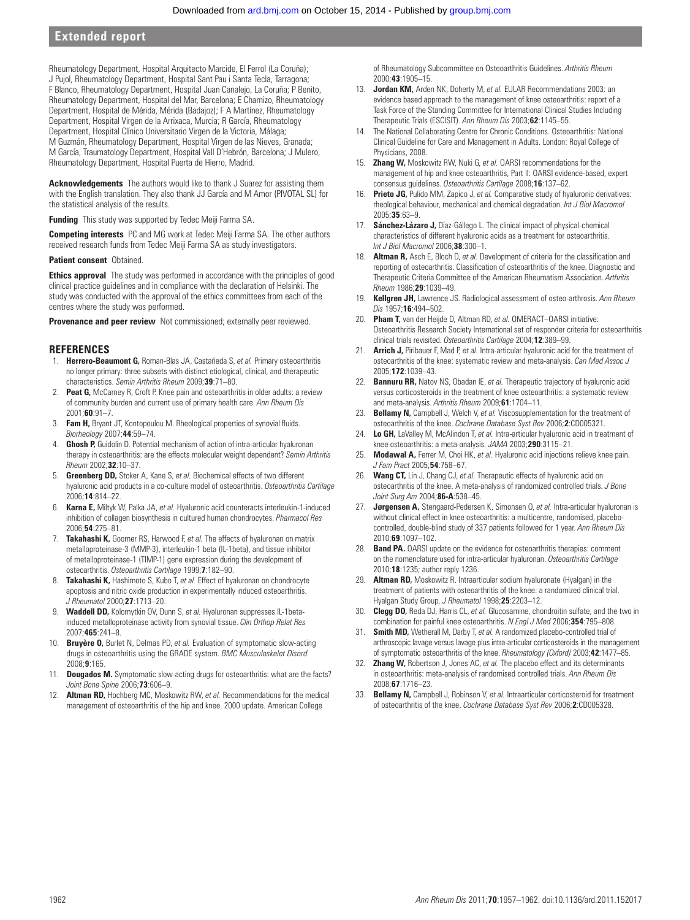Rheumatology Department, Hospital Arquitecto Marcide, El Ferrol (La Coruña); J Pujol, Rheumatology Department, Hospital Sant Pau i Santa Tecla, Tarragona; F Blanco, Rheumatology Department, Hospital Juan Canalejo, La Coruña; P Benito, Rheumatology Department, Hospital del Mar, Barcelona; E Chamizo, Rheumatology Department, Hospital de Mérida, Mérida (Badajoz); F A Martínez, Rheumatology Department, Hospital Virgen de la Arrixaca, Murcia; R García, Rheumatology Department, Hospital Clínico Universitario Virgen de la Victoria, Málaga; M Guzmán, Rheumatology Department, Hospital Virgen de las Nieves, Granada; M García, Traumatology Department, Hospital Vall D'Hebrón, Barcelona; J Mulero, Rheumatology Department, Hospital Puerta de Hierro, Madrid.

**Acknowledgements** The authors would like to thank J Suarez for assisting them with the English translation. They also thank JJ García and M Amor (PIVOTAL SL) for the statistical analysis of the results.

**Funding** This study was supported by Tedec Meiji Farma SA.

**Competing interests** PC and MG work at Tedec Meiji Farma SA. The other authors received research funds from Tedec Meiji Farma SA as study investigators.

**Patient consent** Obtained.

**Ethics approval** The study was performed in accordance with the principles of good clinical practice guidelines and in compliance with the declaration of Helsinki. The study was conducted with the approval of the ethics committees from each of the centres where the study was performed.

**Provenance and peer review** Not commissioned; externally peer reviewed.

## REFERENCES

1. **Herrero-Beaumont G,** Roman-Blas JA, Castañeda S, *et al.* Primary osteoarthritis no longer primary: three subsets with distinct etiological, clinical, and therapeutic characteristics. *Semin Arthritis Rheum* 2009;**39**:71–80.
2. **Peat G,** McCarney R, Croft P. Knee pain and osteoarthritis in older adults: a review of community burden and current use of primary health care. *Ann Rheum Dis* 2001;**60**:91–7.
3. **Fam H,** Bryant JT, Kontopoulou M. Rheological properties of synovial fluids. *Biorheology* 2007;**44**:59–74.
4. **Ghosh P,** Guidolin D. Potential mechanism of action of intra-articular hyaluronan therapy in osteoarthritis: are the effects molecular weight dependent? *Semin Arthritis Rheum* 2002;**32**:10–37.
5. **Greenberg DD,** Stoker A, Kane S, *et al.* Biochemical effects of two different hyaluronic acid products in a co-culture model of osteoarthritis. *Osteoarthritis Cartilage* 2006;**14**:814–22.
6. **Karna E,** Miltyk W, Palka JA, *et al.* Hyaluronic acid counteracts interleukin-1-induced inhibition of collagen biosynthesis in cultured human chondrocytes. *Pharmacol Res* 2006;**54**:275–81.
7. **Takahashi K,** Goomer RS, Harwood F, *et al.* The effects of hyaluronan on matrix metalloproteinase-3 (MMP-3), interleukin-1 beta (IL-1beta), and tissue inhibitor of metalloproteinase-1 (TIMP-1) gene expression during the development of osteoarthritis. *Osteoarthritis Cartilage* 1999;**7**:182–90.
8. **Takahashi K,** Hashimoto S, Kubo T, *et al.* Effect of hyaluronan on chondrocyte apoptosis and nitric oxide production in experimentally induced osteoarthritis. *J Rheumatol* 2000;**27**:1713–20.
9. **Waddell DD,** Kolomytkin OV, Dunn S, *et al.* Hyaluronan suppresses IL-1beta-induced metalloproteinase activity from synovial tissue. *Clin Orthop Relat Res* 2007;**465**:241–8.
10. **Bruyère O,** Burlet N, Delmas PD, *et al.* Evaluation of symptomatic slow-acting drugs in osteoarthritis using the GRADE system. *BMC Musculoskelet Disord* 2008;**9**:165.
11. **Dougados M.** Symptomatic slow-acting drugs for osteoarthritis: what are the facts? *Joint Bone Spine* 2006;**73**:606–9.
12. **Altman RD,** Hochberg MC, Moskowitz RW, *et al.* Recommendations for the medical management of osteoarthritis of the hip and knee. 2000 update. American College of Rheumatology Subcommittee on Osteoarthritis Guidelines. *Arthritis Rheum* 2000;**43**:1905–15.
13. **Jordan KM,** Arden NK, Doherty M, *et al.* EULAR Recommendations 2003: an evidence based approach to the management of knee osteoarthritis: report of a Task Force of the Standing Committee for International Clinical Studies Including Therapeutic Trials (ESCISIT). *Ann Rheum Dis* 2003;**62**:1145–55.
14. The National Collaborating Centre for Chronic Conditions. Osteoarthritis: National Clinical Guideline for Care and Management in Adults. London: Royal College of Physicians, 2008.
15. **Zhang W,** Moskowitz RW, Nuki G, *et al.* OARSI recommendations for the management of hip and knee osteoarthritis, Part II: OARSI evidence-based, expert consensus guidelines. *Osteoarthritis Cartilage* 2008;**16**:137–62.
16. **Prieto JG,** Pulido MM, Zapico J, *et al.* Comparative study of hyaluronic derivatives: rheological behaviour, mechanical and chemical degradation. *Int J Biol Macromol* 2005;**35**:63–9.
17. **Sánchez-Lázaro J,** Díaz-Gállego L. The clinical impact of physical-chemical characteristics of different hyaluronic acids as a treatment for osteoarthritis. *Int J Biol Macromol* 2006;**38**:300–1.
18. **Altman R,** Asch E, Bloch D, *et al.* Development of criteria for the classification and reporting of osteoarthritis. Classification of osteoarthritis of the knee. Diagnostic and Therapeutic Criteria Committee of the American Rheumatism Association. *Arthritis Rheum* 1986;**29**:1039–49.
19. **Kellgren JH,** Lawrence JS. Radiological assessment of osteo-arthrosis. *Ann Rheum Dis* 1957;**16**:494–502.
20. **Pham T,** van der Heijde D, Altman RD, *et al.* OMERACT–OARSI initiative: Osteoarthritis Research Society International set of responder criteria for osteoarthritis clinical trials revisited. *Osteoarthritis Cartilage* 2004;**12**:389–99.
21. **Arrich J,** Piribauer F, Mad P, *et al.* Intra-articular hyaluronic acid for the treatment of osteoarthritis of the knee: systematic review and meta-analysis. *Can Med Assoc J* 2005;**172**:1039–43.
22. **Bannuru RR,** Natov NS, Obadan IE, *et al.* Therapeutic trajectory of hyaluronic acid versus corticosteroids in the treatment of knee osteoarthritis: a systematic review and meta-analysis. *Arthritis Rheum* 2009;**61**:1704–11.
23. **Bellamy N,** Campbell J, Welch V, *et al.* Viscosupplementation for the treatment of osteoarthritis of the knee. *Cochrane Database Syst Rev* 2006;**2**:CD005321.
24. **Lo GH,** LaValley M, McAlindon T, *et al.* Intra-articular hyaluronic acid in treatment of knee osteoarthritis: a meta-analysis. *JAMA* 2003;**290**:3115–21.
25. **Modawal A,** Ferrer M, Choi HK, *et al.* Hyaluronic acid injections relieve knee pain. *J Fam Pract* 2005;**54**:758–67.
26. **Wang CT,** Lin J, Chang CJ, *et al.* Therapeutic effects of hyaluronic acid on osteoarthritis of the knee. A meta-analysis of randomized controlled trials. *J Bone Joint Surg Am* 2004;**86-A**:538–45.
27. **Jørgensen A,** Stengaard-Pedersen K, Simonsen O, *et al.* Intra-articular hyaluronan is without clinical effect in knee osteoarthritis: a multicentre, randomised, placebo-controlled, double-blind study of 337 patients followed for 1 year. *Ann Rheum Dis* 2010;**69**:1097–102.
28. **Band PA.** OARSI update on the evidence for osteoarthritis therapies: comment on the nomenclature used for intra-articular hyaluronan. *Osteoarthritis Cartilage* 2010;**18**:1235; author reply 1236.
29. **Altman RD,** Moskowitz R. Intraarticular sodium hyaluronate (Hyalgan) in the treatment of patients with osteoarthritis of the knee: a randomized clinical trial. Hyalgan Study Group. *J Rheumatol* 1998;**25**:2203–12.
30. **Clegg DO,** Reda DJ, Harris CL, *et al.* Glucosamine, chondroitin sulfate, and the two in combination for painful knee osteoarthritis. *N Engl J Med* 2006;**354**:795–808.
31. **Smith MD,** Wetherall M, Darby T, *et al.* A randomized placebo-controlled trial of arthroscopic lavage versus lavage plus intra-articular corticosteroids in the management of symptomatic osteoarthritis of the knee. *Rheumatology (Oxford)* 2003;**42**:1477–85.
32. **Zhang W,** Robertson J, Jones AC, *et al.* The placebo effect and its determinants in osteoarthritis: meta-analysis of randomised controlled trials. *Ann Rheum Dis* 2008;**67**:1716–23.
33. **Bellamy N,** Campbell J, Robinson V, *et al.* Intraarticular corticosteroid for treatment of osteoarthritis of the knee. *Cochrane Database Syst Rev* 2006;**2**:CD005328.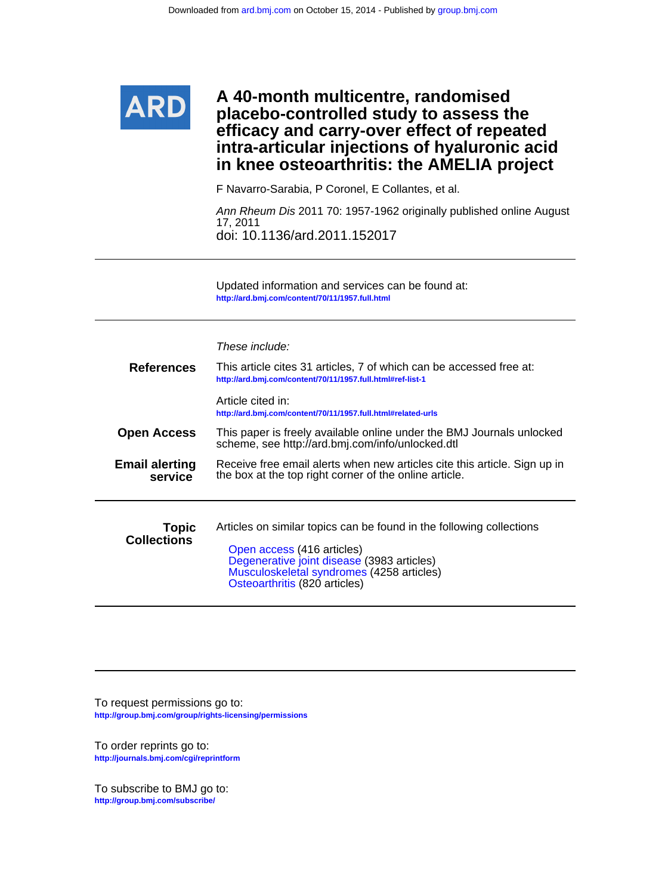Downloaded from ard.bmj.com on October 15, 2014 - Published by group.bmj.com

ARD

# A 40-month multicentre, randomised placebo-controlled study to assess the efficacy and carry-over effect of repeated intra-articular injections of hyaluronic acid in knee osteoarthritis: the AMELIA project

F Navarro-Sarabia, P Coronel, E Collantes, et al.

*Ann Rheum Dis* 2011 70: 1957-1962 originally published online August 17, 2011

doi: 10.1136/ard.2011.152017

---

Updated information and services can be found at:
http://ard.bmj.com/content/70/11/1957.full.html

---

*These include:*

**References**

This article cites 31 articles, 7 of which can be accessed free at:
http://ard.bmj.com/content/70/11/1957.full.html#ref-list-1

Article cited in:
http://ard.bmj.com/content/70/11/1957.full.html#related-urls

**Open Access**

This paper is freely available online under the BMJ Journals unlocked scheme, see http://ard.bmj.com/info/unlocked.dtl

**Email alerting service**

Receive free email alerts when new articles cite this article. Sign up in the box at the top right corner of the online article.

---

**Topic Collections**

Articles on similar topics can be found in the following collections

- Open access (416 articles)
- Degenerative joint disease (3983 articles)
- Musculoskeletal syndromes (4258 articles)
- Osteoarthritis (820 articles)

---

To request permissions go to:
http://group.bmj.com/group/rights-licensing/permissions

To order reprints go to:
http://journals.bmj.com/cgi/reprintform

To subscribe to BMJ go to:
http://group.bmj.com/subscribe/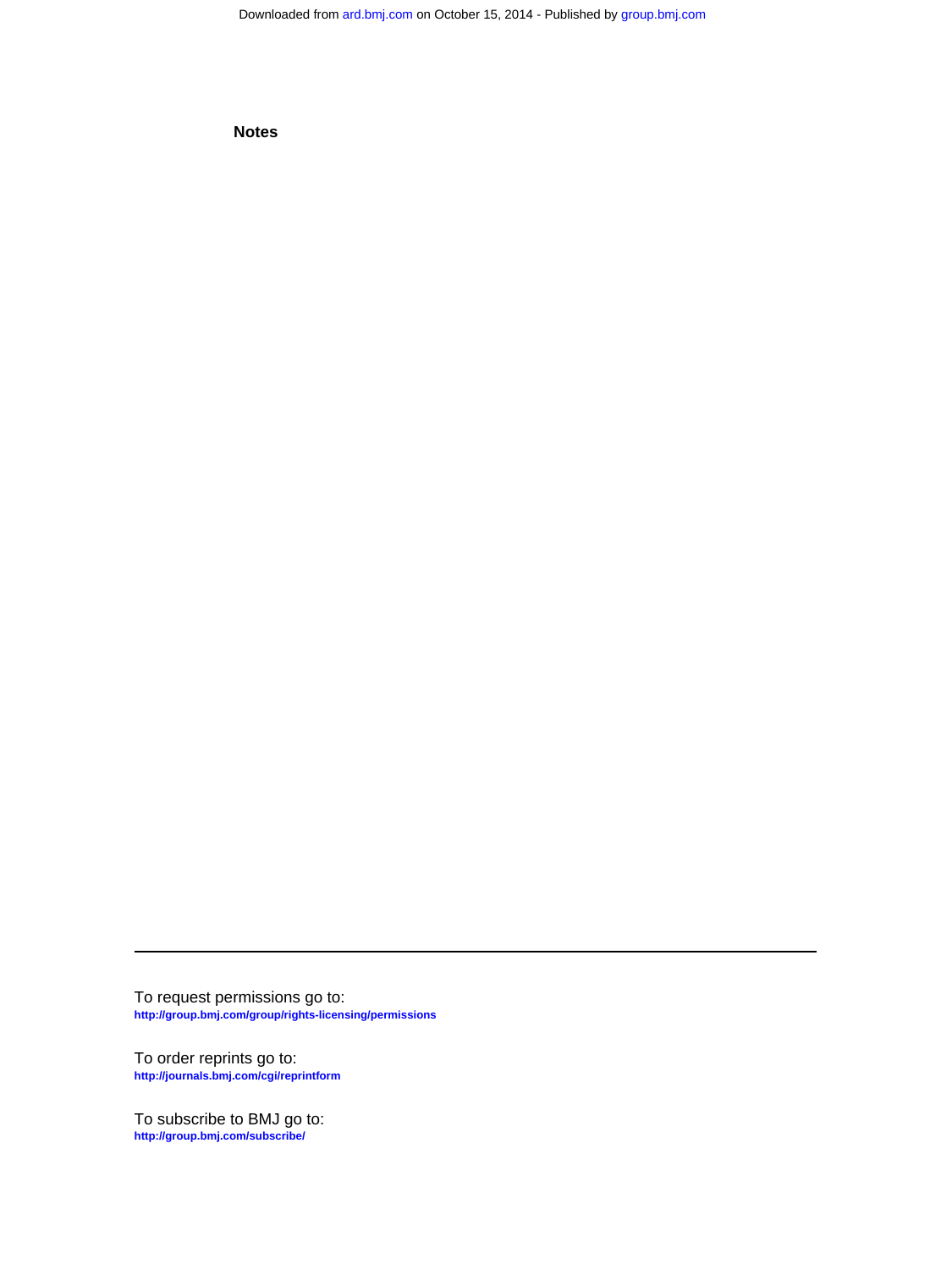**Notes**

To request permissions go to:
http://group.bmj.com/group/rights-licensing/permissions

To order reprints go to:
http://journals.bmj.com/cgi/reprintform

To subscribe to BMJ go to:
http://group.bmj.com/subscribe/